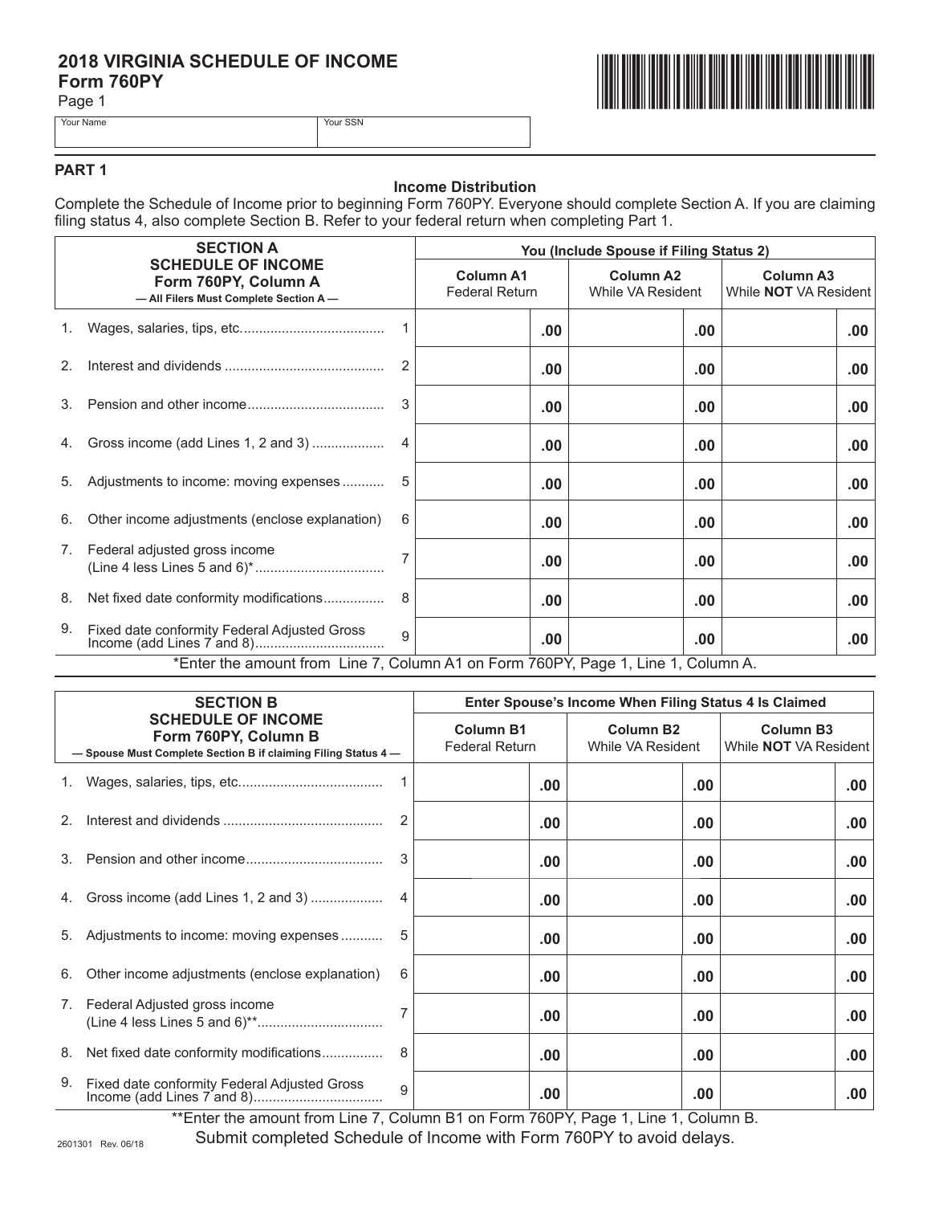# 2018 VIRGINIA SCHEDULE OF INCOME
## Form 760PY

Page 1

| Your Name | Your SSN |
|---|---|
| | |

## PART 1

### Income Distribution

Complete the Schedule of Income prior to beginning Form 760PY. Everyone should complete Section A. If you are claiming filing status 4, also complete Section B. Refer to your federal return when completing Part 1.

| SECTION A SCHEDULE OF INCOME Form 760PY, Column A — All Filers Must Complete Section A — | | You (Include Spouse if Filing Status 2) | | |
|---|---|---|---|---|
| | | **Column A1** Federal Return | **Column A2** While VA Resident | **Column A3** While **NOT** VA Resident |
| 1. Wages, salaries, tips, etc. | 1 | .00 | .00 | .00 |
| 2. Interest and dividends | 2 | .00 | .00 | .00 |
| 3. Pension and other income | 3 | .00 | .00 | .00 |
| 4. Gross income (add Lines 1, 2 and 3) | 4 | .00 | .00 | .00 |
| 5. Adjustments to income: moving expenses | 5 | .00 | .00 | .00 |
| 6. Other income adjustments (enclose explanation) | 6 | .00 | .00 | .00 |
| 7. Federal adjusted gross income (Line 4 less Lines 5 and 6)* | 7 | .00 | .00 | .00 |
| 8. Net fixed date conformity modifications | 8 | .00 | .00 | .00 |
| 9. Fixed date conformity Federal Adjusted Gross Income (add Lines 7 and 8) | 9 | .00 | .00 | .00 |

*Enter the amount from Line 7, Column A1 on Form 760PY, Page 1, Line 1, Column A.

| SECTION B SCHEDULE OF INCOME Form 760PY, Column B — Spouse Must Complete Section B if claiming Filing Status 4 — | | Enter Spouse's Income When Filing Status 4 Is Claimed | | |
|---|---|---|---|---|
| | | **Column B1** Federal Return | **Column B2** While VA Resident | **Column B3** While **NOT** VA Resident |
| 1. Wages, salaries, tips, etc. | 1 | .00 | .00 | .00 |
| 2. Interest and dividends | 2 | .00 | .00 | .00 |
| 3. Pension and other income | 3 | .00 | .00 | .00 |
| 4. Gross income (add Lines 1, 2 and 3) | 4 | .00 | .00 | .00 |
| 5. Adjustments to income: moving expenses | 5 | .00 | .00 | .00 |
| 6. Other income adjustments (enclose explanation) | 6 | .00 | .00 | .00 |
| 7. Federal Adjusted gross income (Line 4 less Lines 5 and 6)** | 7 | .00 | .00 | .00 |
| 8. Net fixed date conformity modifications | 8 | .00 | .00 | .00 |
| 9. Fixed date conformity Federal Adjusted Gross Income (add Lines 7 and 8) | 9 | .00 | .00 | .00 |

**Enter the amount from Line 7, Column B1 on Form 760PY, Page 1, Line 1, Column B.

Submit completed Schedule of Income with Form 760PY to avoid delays.

2601301 Rev. 06/18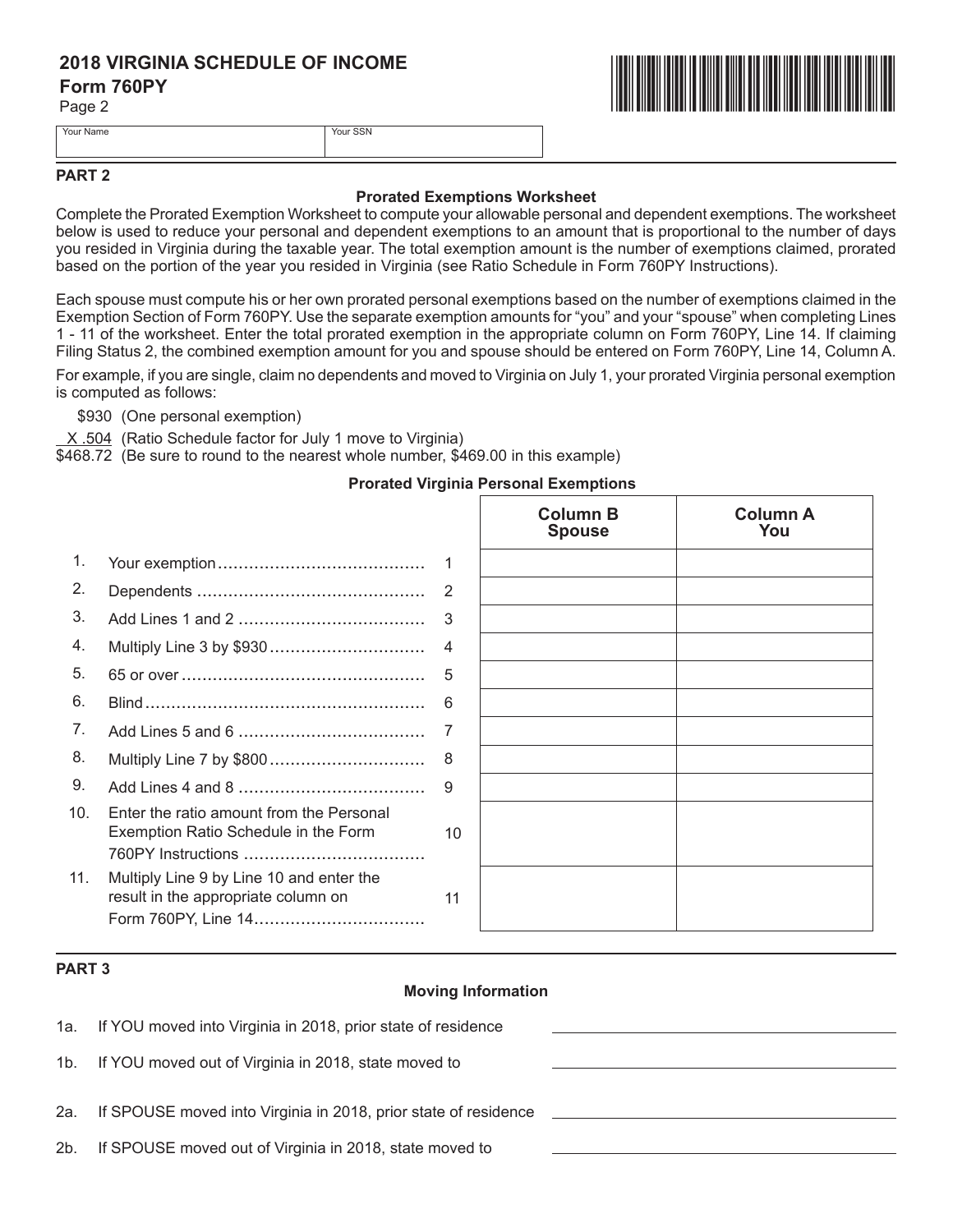# 2018 VIRGINIA SCHEDULE OF INCOME

**Form 760PY**

Page 2

| Your Name | Your SSN |
|---|---|
| | |

## PART 2

### Prorated Exemptions Worksheet

Complete the Prorated Exemption Worksheet to compute your allowable personal and dependent exemptions. The worksheet below is used to reduce your personal and dependent exemptions to an amount that is proportional to the number of days you resided in Virginia during the taxable year. The total exemption amount is the number of exemptions claimed, prorated based on the portion of the year you resided in Virginia (see Ratio Schedule in Form 760PY Instructions).

Each spouse must compute his or her own prorated personal exemptions based on the number of exemptions claimed in the Exemption Section of Form 760PY. Use the separate exemption amounts for "you" and your "spouse" when completing Lines 1 - 11 of the worksheet. Enter the total prorated exemption in the appropriate column on Form 760PY, Line 14. If claiming Filing Status 2, the combined exemption amount for you and spouse should be entered on Form 760PY, Line 14, Column A.

For example, if you are single, claim no dependents and moved to Virginia on July 1, your prorated Virginia personal exemption is computed as follows:

$930 (One personal exemption)
X .504 (Ratio Schedule factor for July 1 move to Virginia)
$468.72 (Be sure to round to the nearest whole number, $469.00 in this example)

### Prorated Virginia Personal Exemptions

| | | | Column B Spouse | Column A You |
|---|---|---|---|---|
| 1. | Your exemption | 1 | | |
| 2. | Dependents | 2 | | |
| 3. | Add Lines 1 and 2 | 3 | | |
| 4. | Multiply Line 3 by $930 | 4 | | |
| 5. | 65 or over | 5 | | |
| 6. | Blind | 6 | | |
| 7. | Add Lines 5 and 6 | 7 | | |
| 8. | Multiply Line 7 by $800 | 8 | | |
| 9. | Add Lines 4 and 8 | 9 | | |
| 10. | Enter the ratio amount from the Personal Exemption Ratio Schedule in the Form 760PY Instructions | 10 | | |
| 11. | Multiply Line 9 by Line 10 and enter the result in the appropriate column on Form 760PY, Line 14 | 11 | | |

## PART 3

### Moving Information

1a. If YOU moved into Virginia in 2018, prior state of residence \_\_\_\_\_\_\_\_\_\_\_\_\_\_\_\_\_\_\_\_

1b. If YOU moved out of Virginia in 2018, state moved to \_\_\_\_\_\_\_\_\_\_\_\_\_\_\_\_\_\_\_\_

2a. If SPOUSE moved into Virginia in 2018, prior state of residence \_\_\_\_\_\_\_\_\_\_\_\_\_\_\_\_\_\_\_\_

2b. If SPOUSE moved out of Virginia in 2018, state moved to \_\_\_\_\_\_\_\_\_\_\_\_\_\_\_\_\_\_\_\_